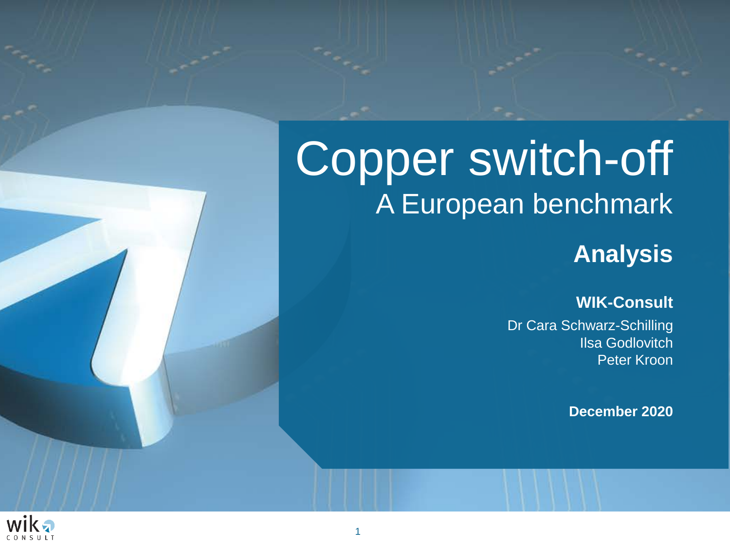# Copper switch-off

## A European benchmark

**Analysis**

**WIK-Consult**

Dr Cara Schwarz-Schilling
Ilsa Godlovitch
Peter Kroon

**December 2020**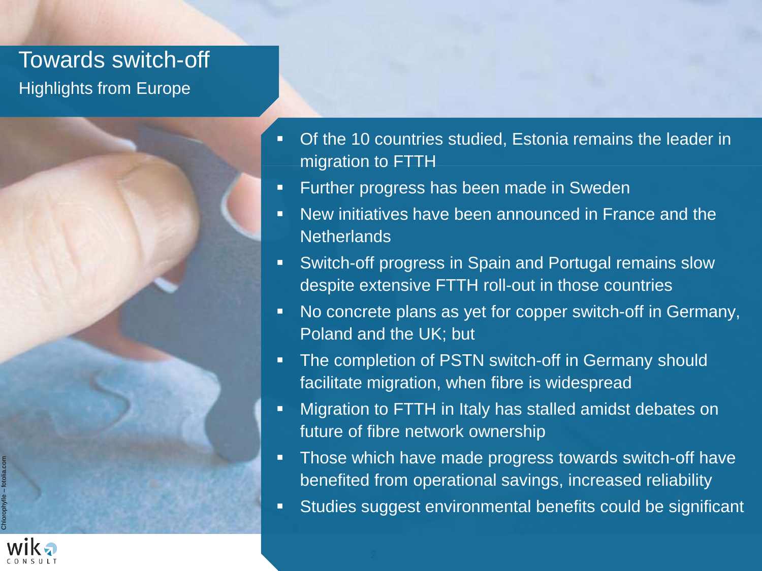# Towards switch-off

## Highlights from Europe

- Of the 10 countries studied, Estonia remains the leader in migration to FTTH
- Further progress has been made in Sweden
- New initiatives have been announced in France and the Netherlands
- Switch-off progress in Spain and Portugal remains slow despite extensive FTTH roll-out in those countries
- No concrete plans as yet for copper switch-off in Germany, Poland and the UK; but
- The completion of PSTN switch-off in Germany should facilitate migration, when fibre is widespread
- Migration to FTTH in Italy has stalled amidst debates on future of fibre network ownership
- Those which have made progress towards switch-off have benefited from operational savings, increased reliability
- Studies suggest environmental benefits could be significant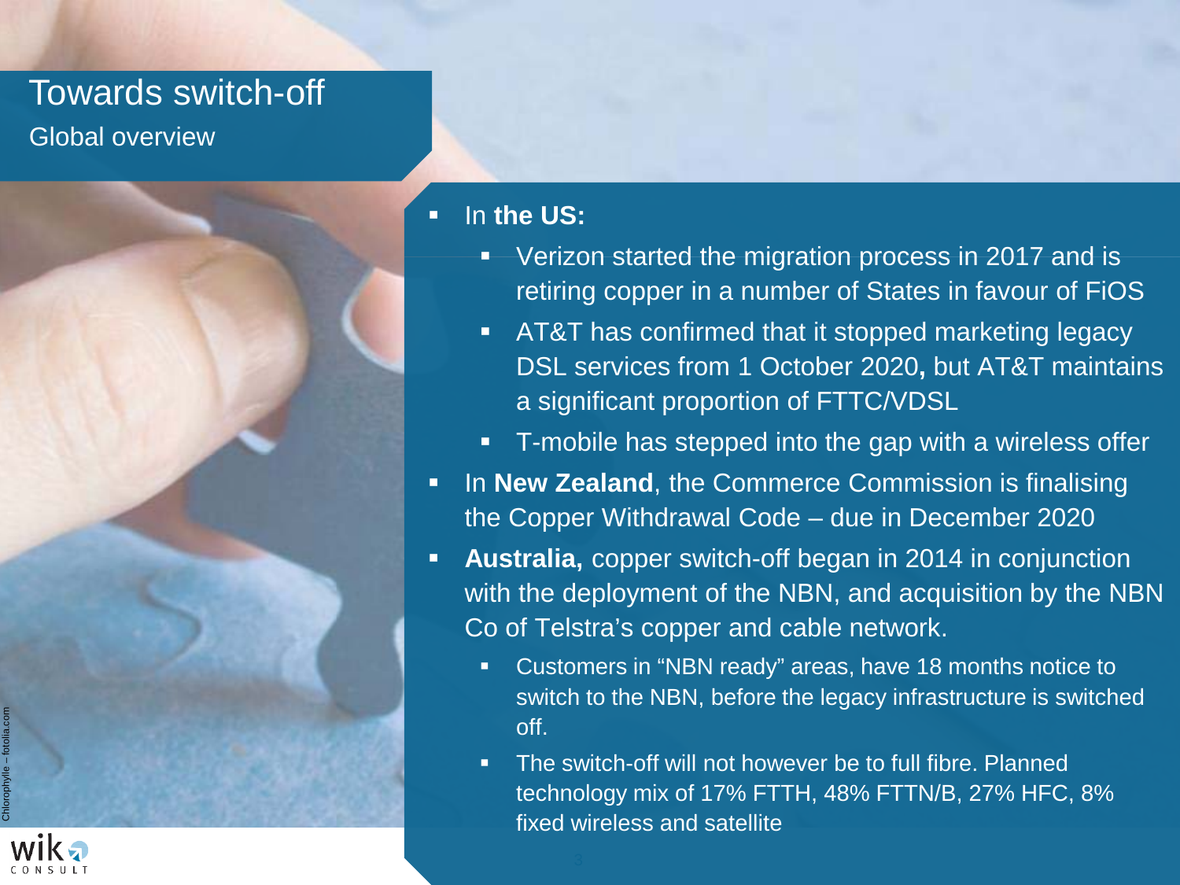# Towards switch-off

## Global overview

- In **the US:**
  - Verizon started the migration process in 2017 and is retiring copper in a number of States in favour of FiOS
  - AT&T has confirmed that it stopped marketing legacy DSL services from 1 October 2020**,** but AT&T maintains a significant proportion of FTTC/VDSL
  - T-mobile has stepped into the gap with a wireless offer
- In **New Zealand**, the Commerce Commission is finalising the Copper Withdrawal Code – due in December 2020
- **Australia,** copper switch-off began in 2014 in conjunction with the deployment of the NBN, and acquisition by the NBN Co of Telstra's copper and cable network.
  - Customers in "NBN ready" areas, have 18 months notice to switch to the NBN, before the legacy infrastructure is switched off.
  - The switch-off will not however be to full fibre. Planned technology mix of 17% FTTH, 48% FTTN/B, 27% HFC, 8% fixed wireless and satellite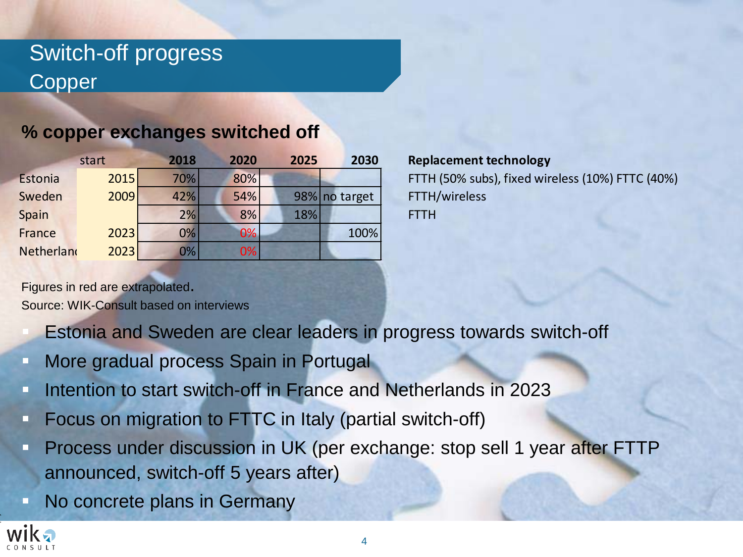# Switch-off progress
## Copper

### % copper exchanges switched off

| | start | 2018 | 2020 | 2025 | 2030 | Replacement technology |
|---|---|---|---|---|---|---|
| Estonia | 2015 | 70% | 80% | | | FTTH (50% subs), fixed wireless (10%) FTTC (40%) |
| Sweden | 2009 | 42% | 54% | 98% | no target | FTTH/wireless |
| Spain | | 2% | 8% | 18% | | FTTH |
| France | 2023 | 0% | 0% | | 100% | |
| Netherland | 2023 | 0% | 0% | | | |

Figures in red are extrapolated.
Source: WIK-Consult based on interviews

- Estonia and Sweden are clear leaders in progress towards switch-off
- More gradual process Spain in Portugal
- Intention to start switch-off in France and Netherlands in 2023
- Focus on migration to FTTC in Italy (partial switch-off)
- Process under discussion in UK (per exchange: stop sell 1 year after FTTP announced, switch-off 5 years after)
- No concrete plans in Germany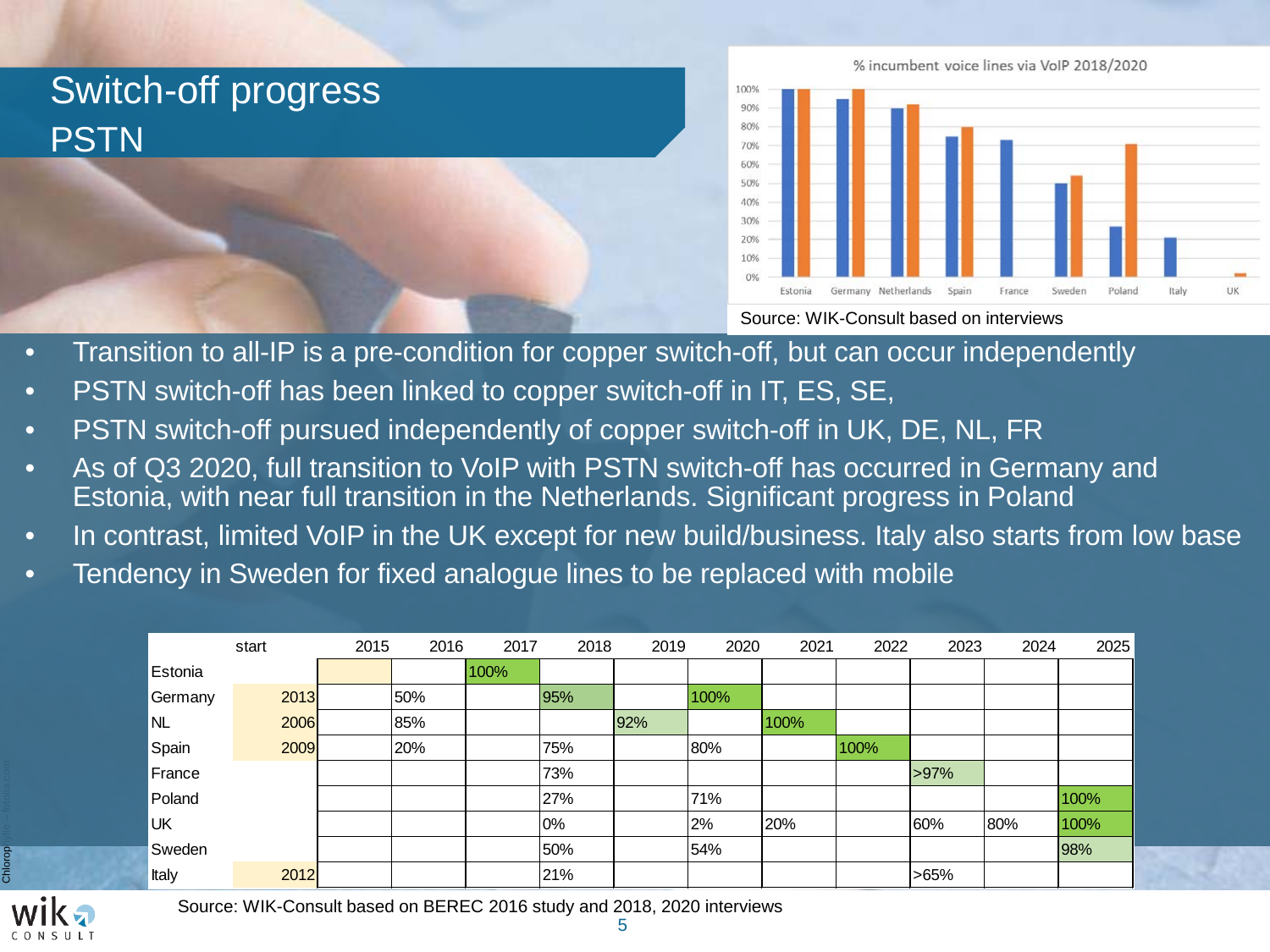# Switch-off progress PSTN

% incumbent voice lines via VoIP 2018/2020

Source: WIK-Consult based on interviews

- Transition to all-IP is a pre-condition for copper switch-off, but can occur independently
- PSTN switch-off has been linked to copper switch-off in IT, ES, SE,
- PSTN switch-off pursued independently of copper switch-off in UK, DE, NL, FR
- As of Q3 2020, full transition to VoIP with PSTN switch-off has occurred in Germany and Estonia, with near full transition in the Netherlands. Significant progress in Poland
- In contrast, limited VoIP in the UK except for new build/business. Italy also starts from low base
- Tendency in Sweden for fixed analogue lines to be replaced with mobile

| | start | 2015 | 2016 | 2017 | 2018 | 2019 | 2020 | 2021 | 2022 | 2023 | 2024 | 2025 |
|---|---|---|---|---|---|---|---|---|---|---|---|---|
| Estonia | | | | 100% | | | | | | | | |
| Germany | 2013 | | 50% | | 95% | | 100% | | | | | |
| NL | 2006 | | 85% | | | 92% | | 100% | | | | |
| Spain | 2009 | | 20% | | 75% | | 80% | | 100% | | | |
| France | | | | | 73% | | | | | >97% | | |
| Poland | | | | | 27% | | 71% | | | | | 100% |
| UK | | | | | 0% | | 2% | 20% | | 60% | 80% | 100% |
| Sweden | | | | | 50% | | 54% | | | | | 98% |
| Italy | 2012 | | | | 21% | | | | | >65% | | |

Source: WIK-Consult based on BEREC 2016 study and 2018, 2020 interviews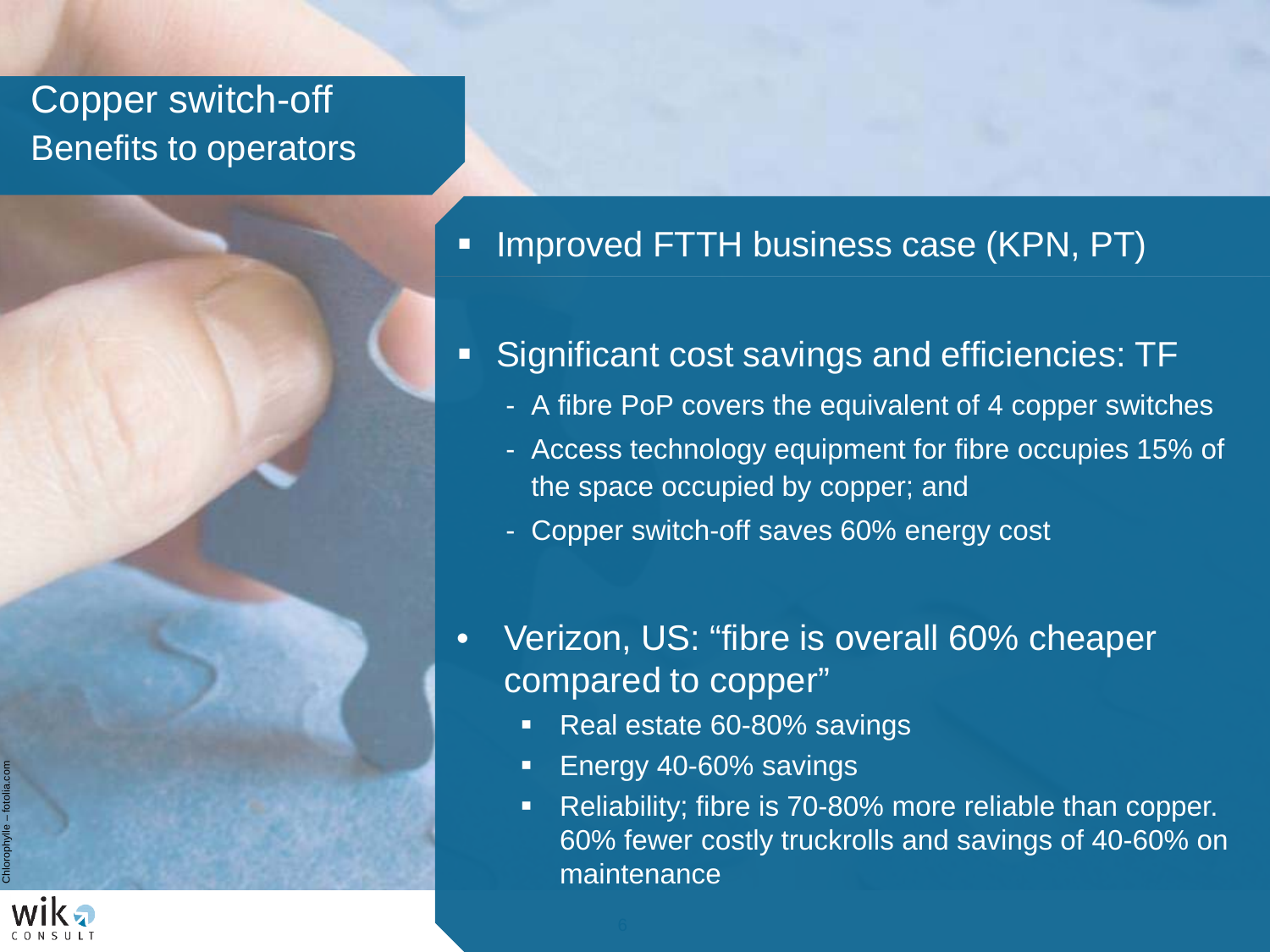# Copper switch-off

## Benefits to operators

- Improved FTTH business case (KPN, PT)

- Significant cost savings and efficiencies: TF
  - A fibre PoP covers the equivalent of 4 copper switches
  - Access technology equipment for fibre occupies 15% of the space occupied by copper; and
  - Copper switch-off saves 60% energy cost

- Verizon, US: "fibre is overall 60% cheaper compared to copper"
  - Real estate 60-80% savings
  - Energy 40-60% savings
  - Reliability; fibre is 70-80% more reliable than copper. 60% fewer costly truckrolls and savings of 40-60% on maintenance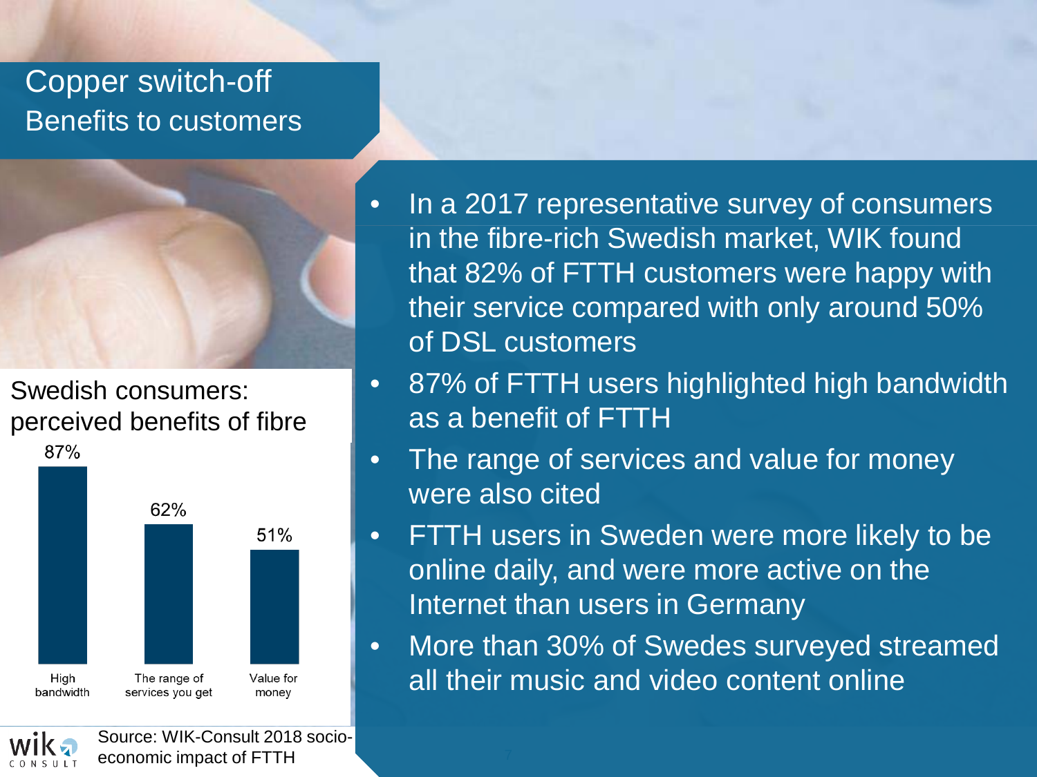# Copper switch-off
## Benefits to customers

### Swedish consumers: perceived benefits of fibre

| High bandwidth | The range of services you get | Value for money |
|---|---|---|
| 87% | 62% | 51% |

Source: WIK-Consult 2018 socio-economic impact of FTTH

- In a 2017 representative survey of consumers in the fibre-rich Swedish market, WIK found that 82% of FTTH customers were happy with their service compared with only around 50% of DSL customers
- 87% of FTTH users highlighted high bandwidth as a benefit of FTTH
- The range of services and value for money were also cited
- FTTH users in Sweden were more likely to be online daily, and were more active on the Internet than users in Germany
- More than 30% of Swedes surveyed streamed all their music and video content online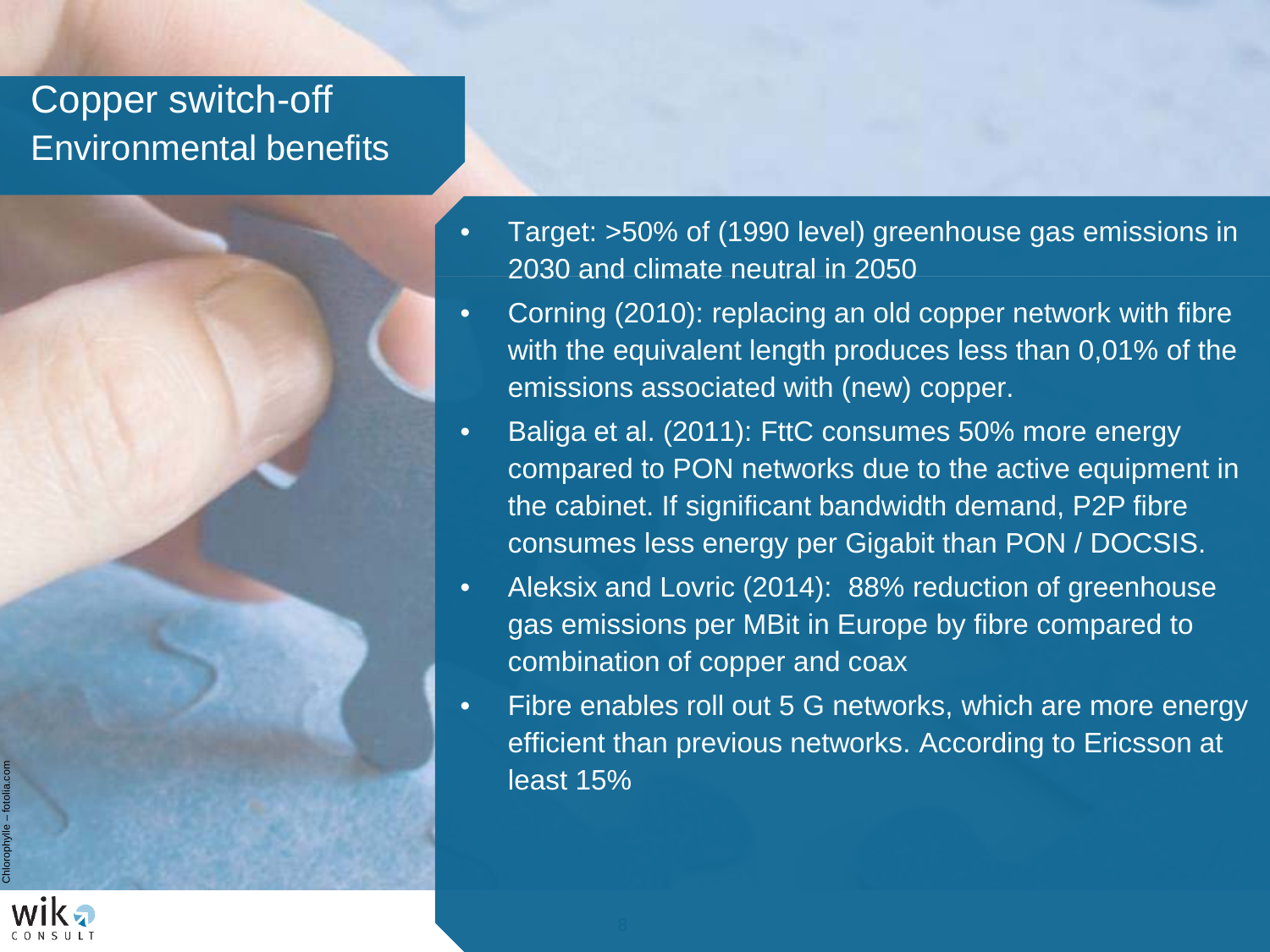# Copper switch-off
## Environmental benefits

- Target: >50% of (1990 level) greenhouse gas emissions in 2030 and climate neutral in 2050
- Corning (2010): replacing an old copper network with fibre with the equivalent length produces less than 0,01% of the emissions associated with (new) copper.
- Baliga et al. (2011): FttC consumes 50% more energy compared to PON networks due to the active equipment in the cabinet. If significant bandwidth demand, P2P fibre consumes less energy per Gigabit than PON / DOCSIS.
- Aleksix and Lovric (2014): 88% reduction of greenhouse gas emissions per MBit in Europe by fibre compared to combination of copper and coax
- Fibre enables roll out 5 G networks, which are more energy efficient than previous networks. According to Ericsson at least 15%

Chlorophylle – fotolia.com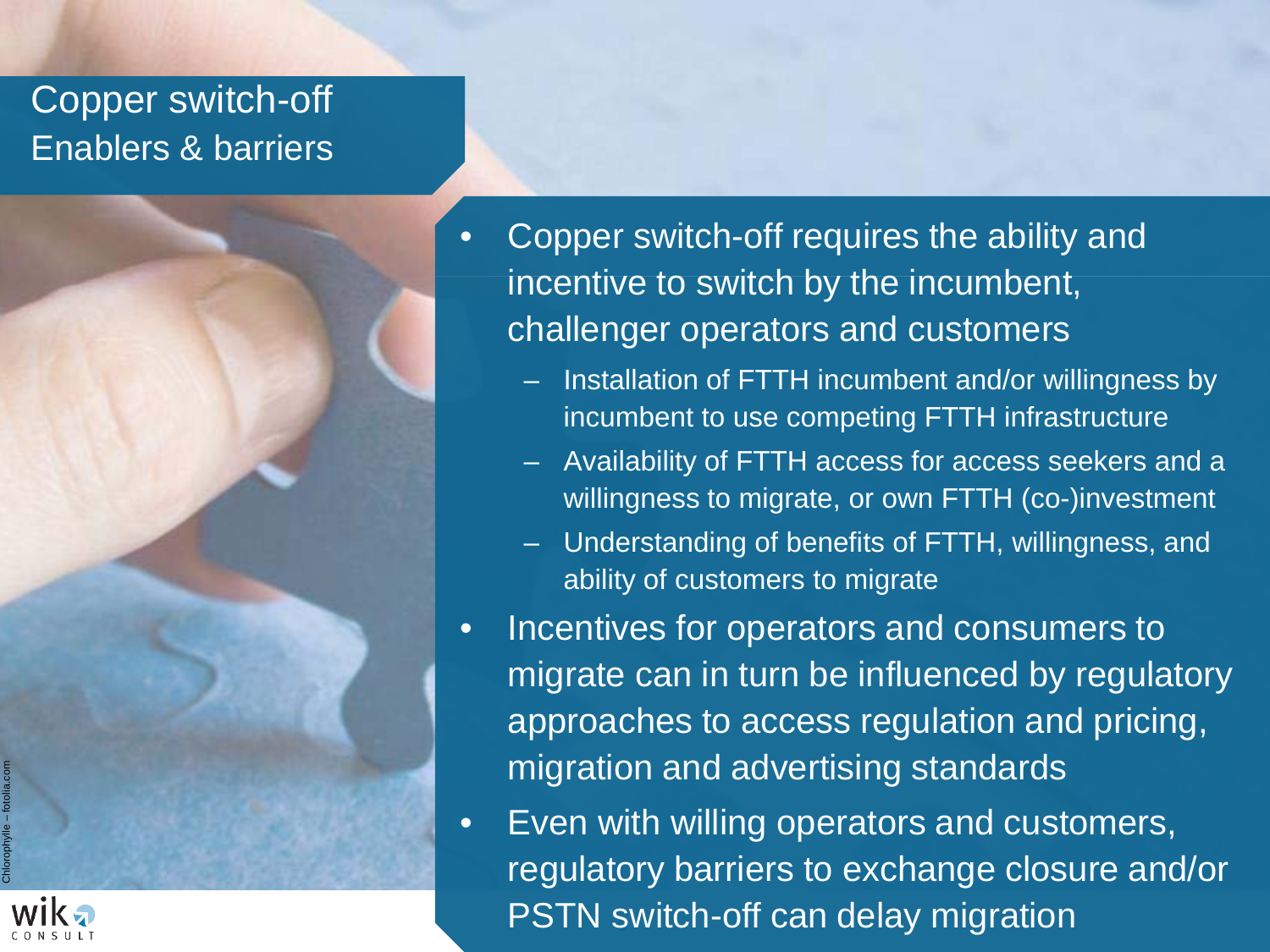# Copper switch-off
## Enablers & barriers

- Copper switch-off requires the ability and incentive to switch by the incumbent, challenger operators and customers
  - Installation of FTTH incumbent and/or willingness by incumbent to use competing FTTH infrastructure
  - Availability of FTTH access for access seekers and a willingness to migrate, or own FTTH (co-)investment
  - Understanding of benefits of FTTH, willingness, and ability of customers to migrate
- Incentives for operators and consumers to migrate can in turn be influenced by regulatory approaches to access regulation and pricing, migration and advertising standards
- Even with willing operators and customers, regulatory barriers to exchange closure and/or PSTN switch-off can delay migration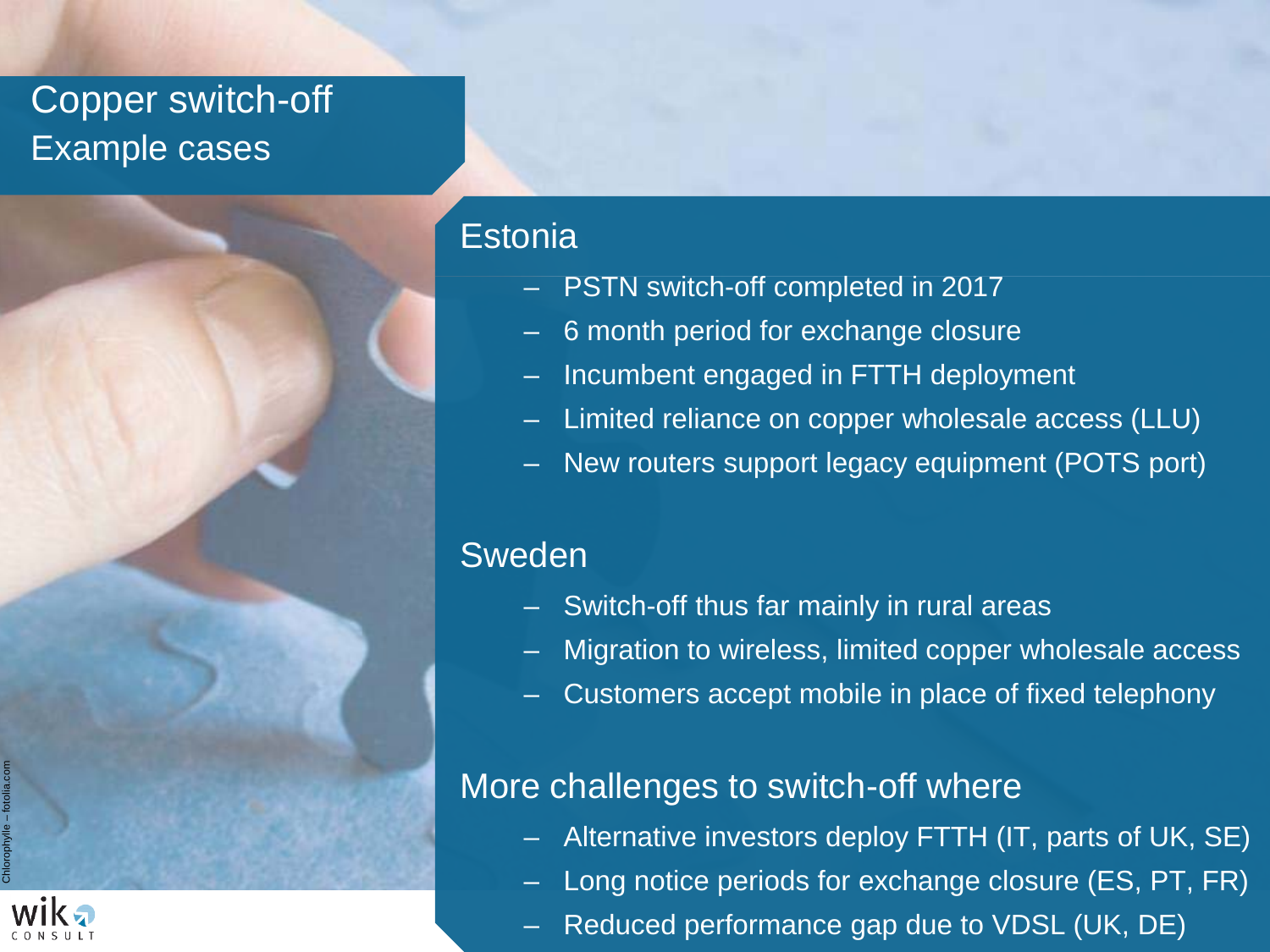# Copper switch-off
## Example cases

### Estonia

- PSTN switch-off completed in 2017
- 6 month period for exchange closure
- Incumbent engaged in FTTH deployment
- Limited reliance on copper wholesale access (LLU)
- New routers support legacy equipment (POTS port)

### Sweden

- Switch-off thus far mainly in rural areas
- Migration to wireless, limited copper wholesale access
- Customers accept mobile in place of fixed telephony

### More challenges to switch-off where

- Alternative investors deploy FTTH (IT, parts of UK, SE)
- Long notice periods for exchange closure (ES, PT, FR)
- Reduced performance gap due to VDSL (UK, DE)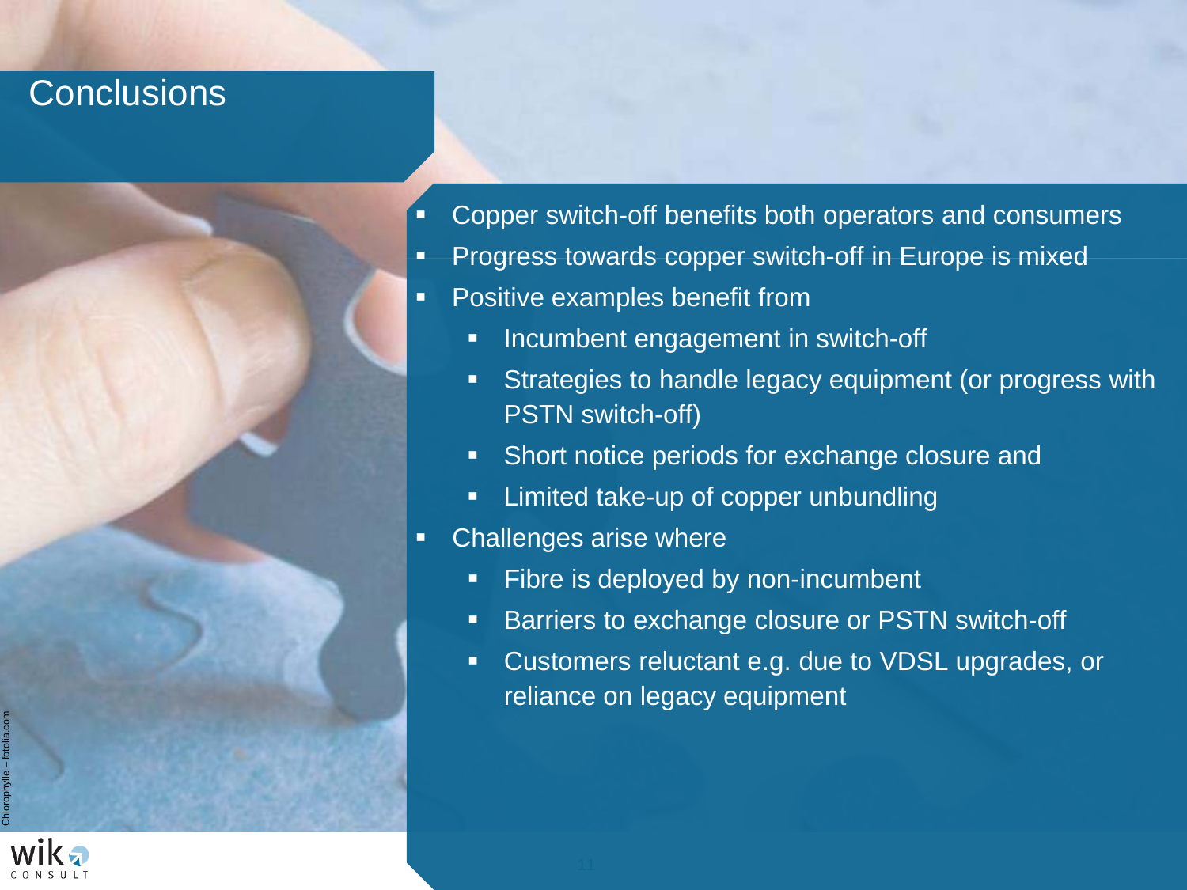# Conclusions

- Copper switch-off benefits both operators and consumers
- Progress towards copper switch-off in Europe is mixed
- Positive examples benefit from
  - Incumbent engagement in switch-off
  - Strategies to handle legacy equipment (or progress with PSTN switch-off)
  - Short notice periods for exchange closure and
  - Limited take-up of copper unbundling
- Challenges arise where
  - Fibre is deployed by non-incumbent
  - Barriers to exchange closure or PSTN switch-off
  - Customers reluctant e.g. due to VDSL upgrades, or reliance on legacy equipment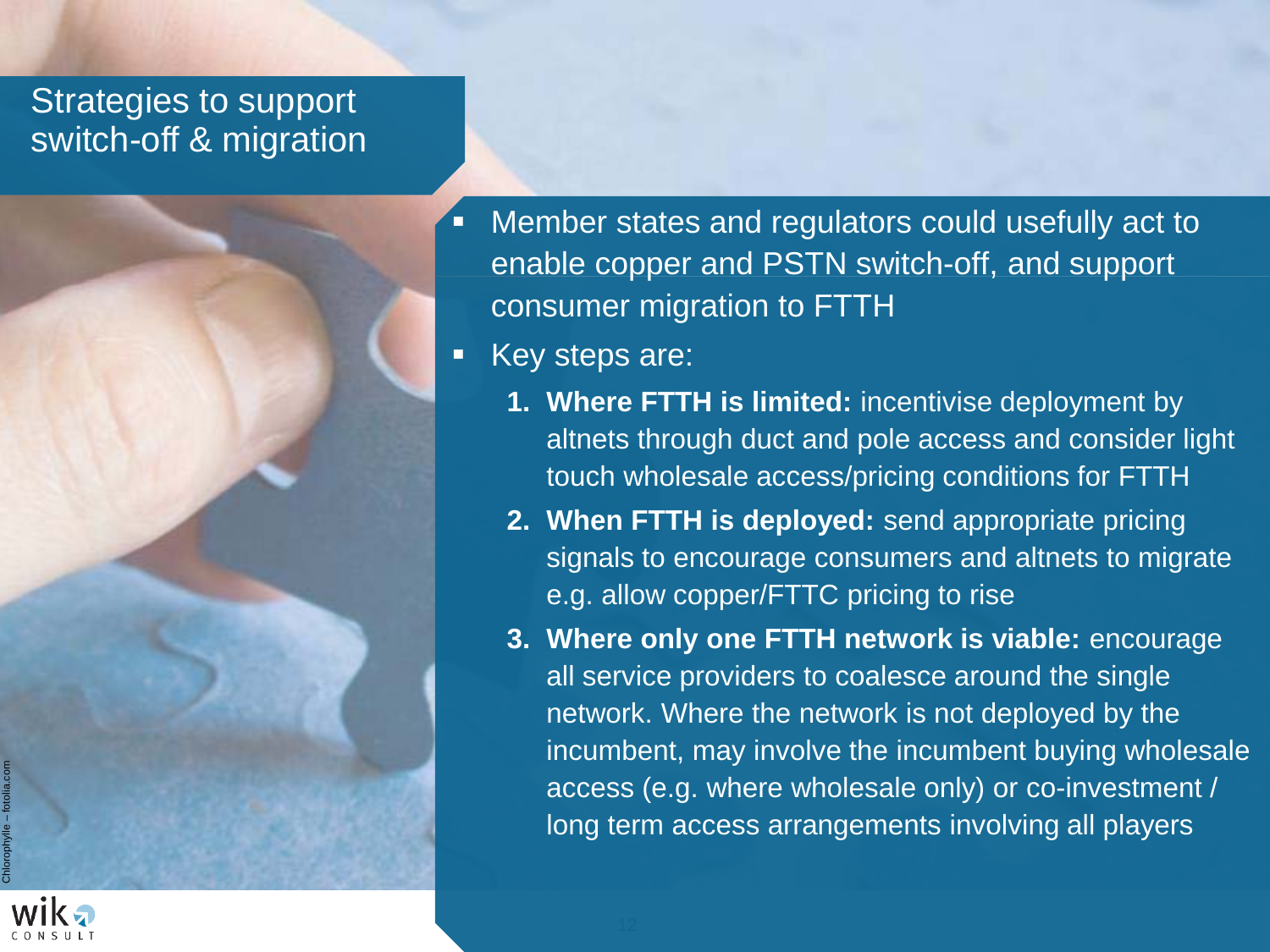# Strategies to support switch-off & migration

- Member states and regulators could usefully act to enable copper and PSTN switch-off, and support consumer migration to FTTH
- Key steps are:
  1. **Where FTTH is limited:** incentivise deployment by altnets through duct and pole access and consider light touch wholesale access/pricing conditions for FTTH
  2. **When FTTH is deployed:** send appropriate pricing signals to encourage consumers and altnets to migrate e.g. allow copper/FTTC pricing to rise
  3. **Where only one FTTH network is viable:** encourage all service providers to coalesce around the single network. Where the network is not deployed by the incumbent, may involve the incumbent buying wholesale access (e.g. where wholesale only) or co-investment / long term access arrangements involving all players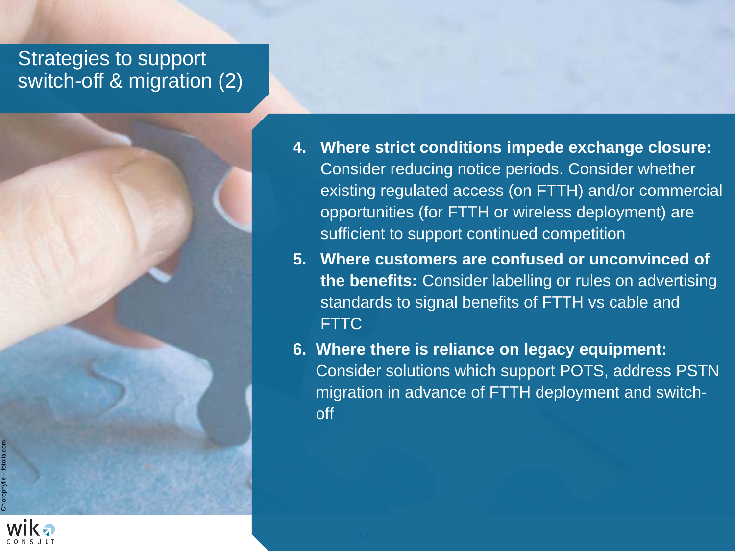# Strategies to support switch-off & migration (2)

4. **Where strict conditions impede exchange closure:** Consider reducing notice periods. Consider whether existing regulated access (on FTTH) and/or commercial opportunities (for FTTH or wireless deployment) are sufficient to support continued competition
5. **Where customers are confused or unconvinced of the benefits:** Consider labelling or rules on advertising standards to signal benefits of FTTH vs cable and FTTC
6. **Where there is reliance on legacy equipment:** Consider solutions which support POTS, address PSTN migration in advance of FTTH deployment and switch-off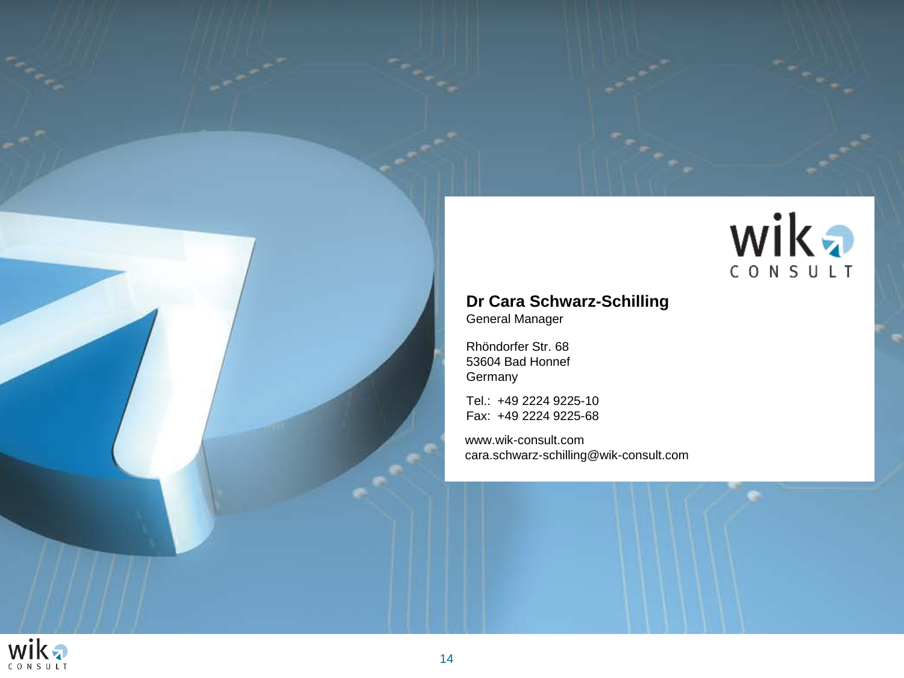wik CONSULT

**Dr Cara Schwarz-Schilling**
General Manager

Rhöndorfer Str. 68
53604 Bad Honnef
Germany

Tel.: +49 2224 9225-10
Fax: +49 2224 9225-68

www.wik-consult.com
cara.schwarz-schilling@wik-consult.com